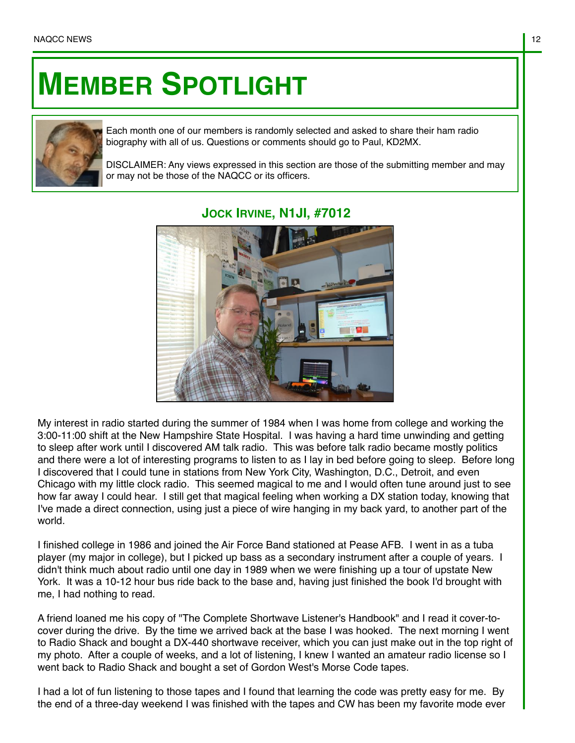# MEMBER SPOTLIGHT

Each month one of our members is randomly selected and asked to share their ham radio biography with all of us. Questions or comments should go to Paul, KD2MX.

DISCLAIMER: Any views expressed in this section are those of the submitting member and may or may not be those of the NAQCC or its officers.

## JOCK IRVINE, N1JI, #7012

My interest in radio started during the summer of 1984 when I was home from college and working the 3:00-11:00 shift at the New Hampshire State Hospital. I was having a hard time unwinding and getting to sleep after work until I discovered AM talk radio. This was before talk radio became mostly politics and there were a lot of interesting programs to listen to as I lay in bed before going to sleep. Before long I discovered that I could tune in stations from New York City, Washington, D.C., Detroit, and even Chicago with my little clock radio. This seemed magical to me and I would often tune around just to see how far away I could hear. I still get that magical feeling when working a DX station today, knowing that I've made a direct connection, using just a piece of wire hanging in my back yard, to another part of the world.

I finished college in 1986 and joined the Air Force Band stationed at Pease AFB. I went in as a tuba player (my major in college), but I picked up bass as a secondary instrument after a couple of years. I didn't think much about radio until one day in 1989 when we were finishing up a tour of upstate New York. It was a 10-12 hour bus ride back to the base and, having just finished the book I'd brought with me, I had nothing to read.

A friend loaned me his copy of "The Complete Shortwave Listener's Handbook" and I read it cover-to-cover during the drive. By the time we arrived back at the base I was hooked. The next morning I went to Radio Shack and bought a DX-440 shortwave receiver, which you can just make out in the top right of my photo. After a couple of weeks, and a lot of listening, I knew I wanted an amateur radio license so I went back to Radio Shack and bought a set of Gordon West's Morse Code tapes.

I had a lot of fun listening to those tapes and I found that learning the code was pretty easy for me. By the end of a three-day weekend I was finished with the tapes and CW has been my favorite mode ever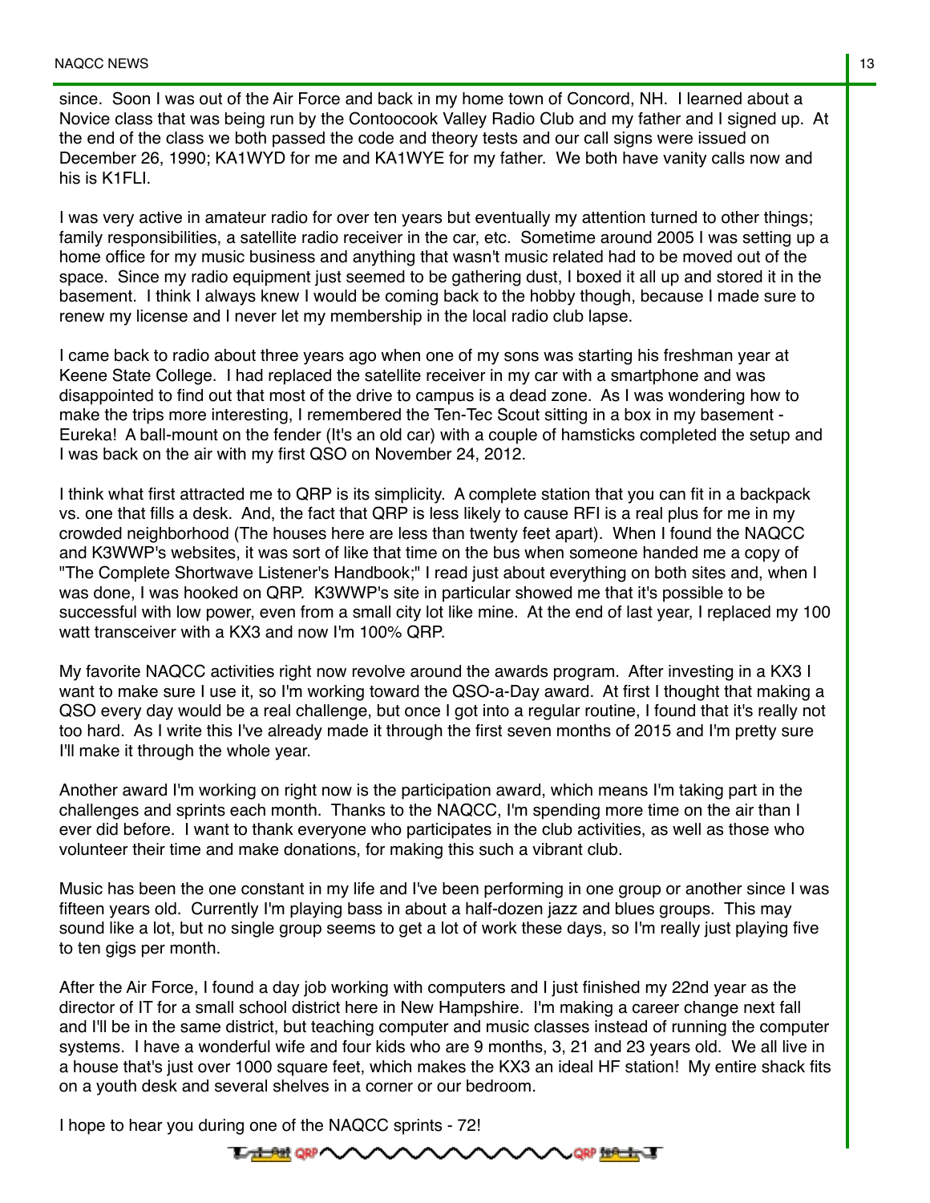since. Soon I was out of the Air Force and back in my home town of Concord, NH. I learned about a Novice class that was being run by the Contoocook Valley Radio Club and my father and I signed up. At the end of the class we both passed the code and theory tests and our call signs were issued on December 26, 1990; KA1WYD for me and KA1WYE for my father. We both have vanity calls now and his is K1FLI.

I was very active in amateur radio for over ten years but eventually my attention turned to other things; family responsibilities, a satellite radio receiver in the car, etc. Sometime around 2005 I was setting up a home office for my music business and anything that wasn't music related had to be moved out of the space. Since my radio equipment just seemed to be gathering dust, I boxed it all up and stored it in the basement. I think I always knew I would be coming back to the hobby though, because I made sure to renew my license and I never let my membership in the local radio club lapse.

I came back to radio about three years ago when one of my sons was starting his freshman year at Keene State College. I had replaced the satellite receiver in my car with a smartphone and was disappointed to find out that most of the drive to campus is a dead zone. As I was wondering how to make the trips more interesting, I remembered the Ten-Tec Scout sitting in a box in my basement - Eureka! A ball-mount on the fender (It's an old car) with a couple of hamsticks completed the setup and I was back on the air with my first QSO on November 24, 2012.

I think what first attracted me to QRP is its simplicity. A complete station that you can fit in a backpack vs. one that fills a desk. And, the fact that QRP is less likely to cause RFI is a real plus for me in my crowded neighborhood (The houses here are less than twenty feet apart). When I found the NAQCC and K3WWP's websites, it was sort of like that time on the bus when someone handed me a copy of "The Complete Shortwave Listener's Handbook;" I read just about everything on both sites and, when I was done, I was hooked on QRP. K3WWP's site in particular showed me that it's possible to be successful with low power, even from a small city lot like mine. At the end of last year, I replaced my 100 watt transceiver with a KX3 and now I'm 100% QRP.

My favorite NAQCC activities right now revolve around the awards program. After investing in a KX3 I want to make sure I use it, so I'm working toward the QSO-a-Day award. At first I thought that making a QSO every day would be a real challenge, but once I got into a regular routine, I found that it's really not too hard. As I write this I've already made it through the first seven months of 2015 and I'm pretty sure I'll make it through the whole year.

Another award I'm working on right now is the participation award, which means I'm taking part in the challenges and sprints each month. Thanks to the NAQCC, I'm spending more time on the air than I ever did before. I want to thank everyone who participates in the club activities, as well as those who volunteer their time and make donations, for making this such a vibrant club.

Music has been the one constant in my life and I've been performing in one group or another since I was fifteen years old. Currently I'm playing bass in about a half-dozen jazz and blues groups. This may sound like a lot, but no single group seems to get a lot of work these days, so I'm really just playing five to ten gigs per month.

After the Air Force, I found a day job working with computers and I just finished my 22nd year as the director of IT for a small school district here in New Hampshire. I'm making a career change next fall and I'll be in the same district, but teaching computer and music classes instead of running the computer systems. I have a wonderful wife and four kids who are 9 months, 3, 21 and 23 years old. We all live in a house that's just over 1000 square feet, which makes the KX3 an ideal HF station! My entire shack fits on a youth desk and several shelves in a corner or our bedroom.

I hope to hear you during one of the NAQCC sprints - 72!